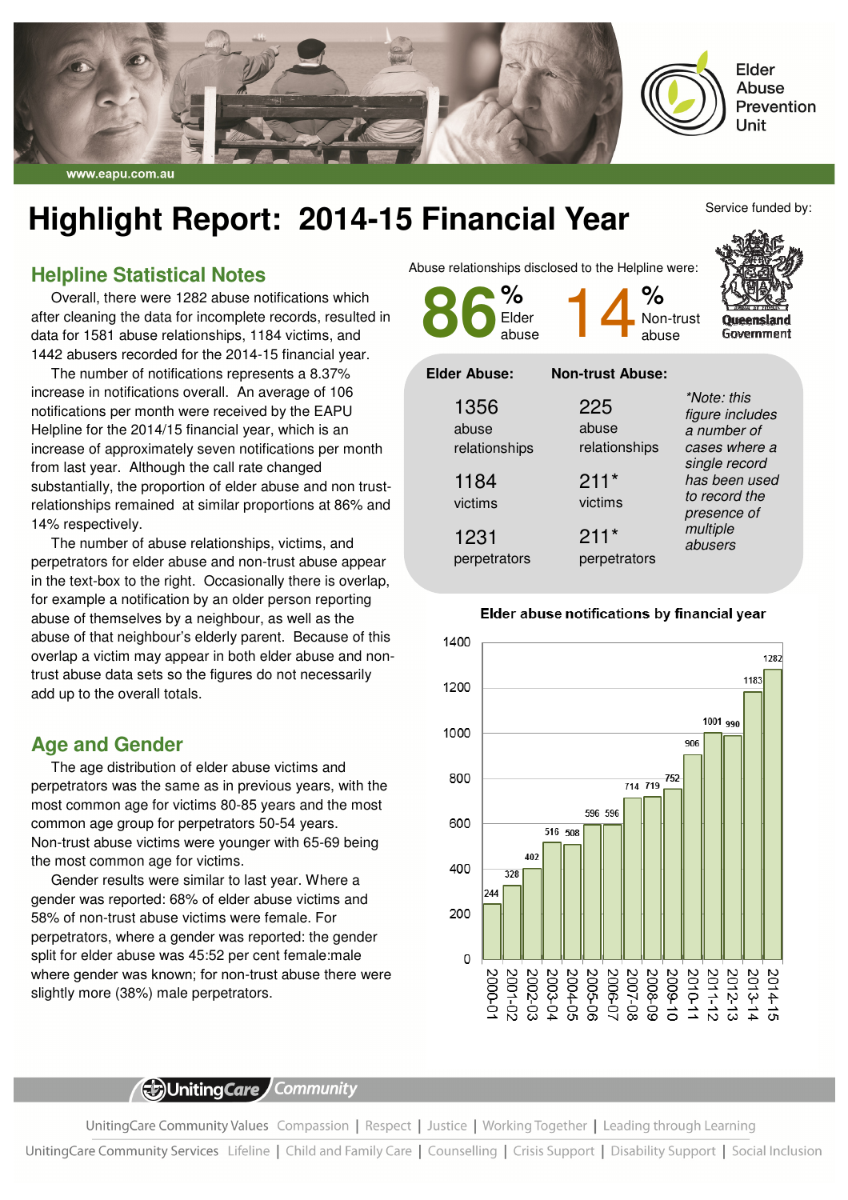Elder Abuse Prevention Unit

www.eapu.com.au

# Highlight Report: 2014-15 Financial Year

Service funded by: Queensland Government

## Helpline Statistical Notes

Overall, there were 1282 abuse notifications which after cleaning the data for incomplete records, resulted in data for 1581 abuse relationships, 1184 victims, and 1442 abusers recorded for the 2014-15 financial year.

The number of notifications represents a 8.37% increase in notifications overall. An average of 106 notifications per month were received by the EAPU Helpline for the 2014/15 financial year, which is an increase of approximately seven notifications per month from last year. Although the call rate changed substantially, the proportion of elder abuse and non trust-relationships remained at similar proportions at 86% and 14% respectively.

The number of abuse relationships, victims, and perpetrators for elder abuse and non-trust abuse appear in the text-box to the right. Occasionally there is overlap, for example a notification by an older person reporting abuse of themselves by a neighbour, as well as the abuse of that neighbour's elderly parent. Because of this overlap a victim may appear in both elder abuse and non-trust abuse data sets so the figures do not necessarily add up to the overall totals.

## Age and Gender

The age distribution of elder abuse victims and perpetrators was the same as in previous years, with the most common age for victims 80-85 years and the most common age group for perpetrators 50-54 years. Non-trust abuse victims were younger with 65-69 being the most common age for victims.

Gender results were similar to last year. Where a gender was reported: 68% of elder abuse victims and 58% of non-trust abuse victims were female. For perpetrators, where a gender was reported: the gender split for elder abuse was 45:52 per cent female:male where gender was known; for non-trust abuse there were slightly more (38%) male perpetrators.

Abuse relationships disclosed to the Helpline were:

**86%** Elder abuse **14%** Non-trust abuse

| Elder Abuse: | Non-trust Abuse: |
|---|---|
| 1356 abuse relationships | 225 abuse relationships |
| 1184 victims | 211* victims |
| 1231 perpetrators | 211* perpetrators |

*Note: this figure includes a number of cases where a single record has been used to record the presence of multiple abusers*

**Elder abuse notifications by financial year**

| Financial year | Notifications |
|---|---|
| 2000-01 | 244 |
| 2001-02 | 328 |
| 2002-03 | 402 |
| 2003-04 | 516 |
| 2004-05 | 508 |
| 2005-06 | 596 |
| 2006-07 | 596 |
| 2007-08 | 714 |
| 2008-09 | 719 |
| 2009-10 | 752 |
| 2010-11 | 906 |
| 2011-12 | 1001 |
| 2012-13 | 990 |
| 2013-14 | 1183 |
| 2014-15 | 1282 |

UnitingCare Community

UnitingCare Community Values Compassion | Respect | Justice | Working Together | Leading through Learning

UnitingCare Community Services Lifeline | Child and Family Care | Counselling | Crisis Support | Disability Support | Social Inclusion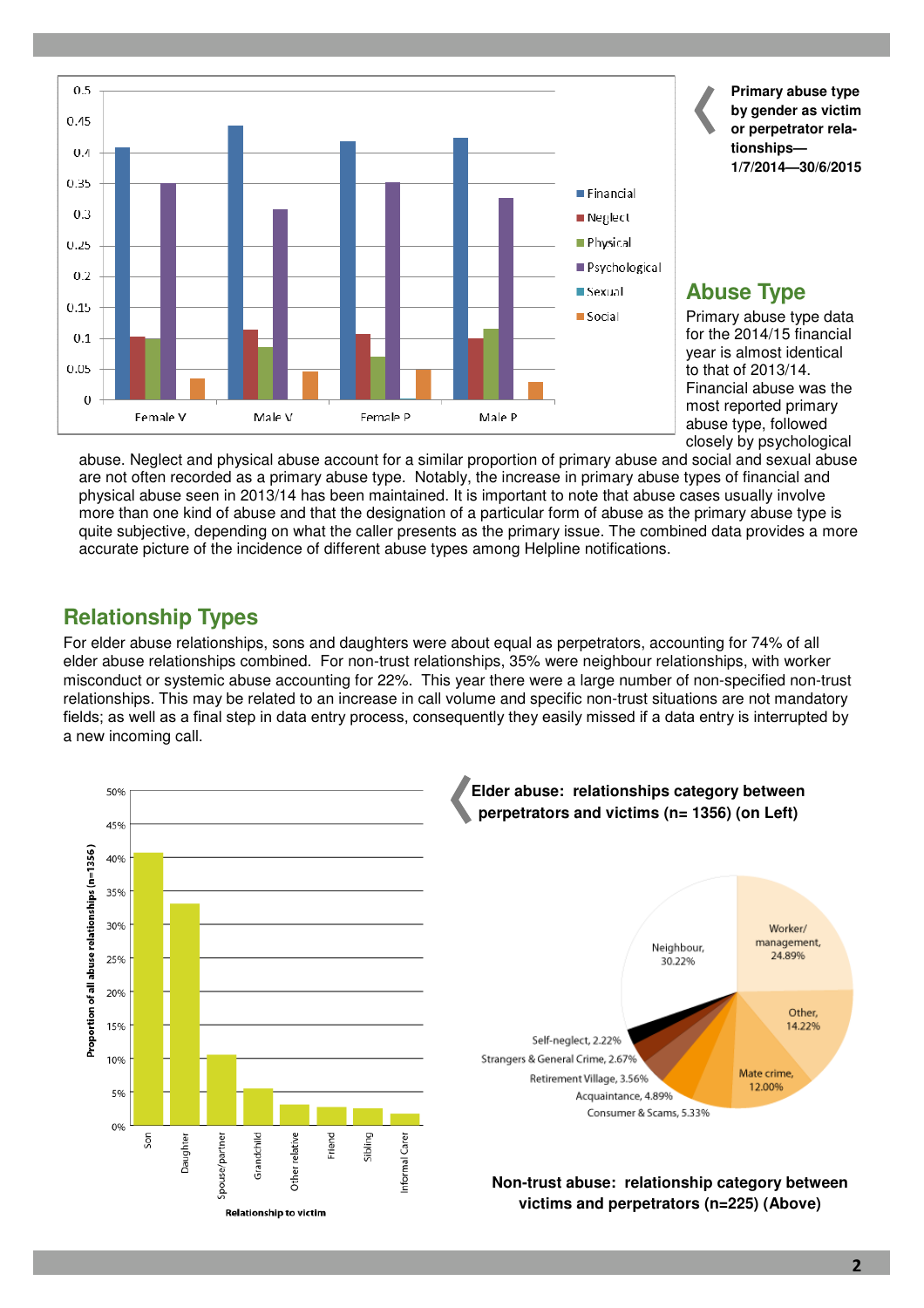**Primary abuse type by gender as victim or perpetrator relationships—1/7/2014—30/6/2015**

## Abuse Type

Primary abuse type data for the 2014/15 financial year is almost identical to that of 2013/14. Financial abuse was the most reported primary abuse type, followed closely by psychological abuse. Neglect and physical abuse account for a similar proportion of primary abuse and social and sexual abuse are not often recorded as a primary abuse type. Notably, the increase in primary abuse types of financial and physical abuse seen in 2013/14 has been maintained. It is important to note that abuse cases usually involve more than one kind of abuse and that the designation of a particular form of abuse as the primary abuse type is quite subjective, depending on what the caller presents as the primary issue. The combined data provides a more accurate picture of the incidence of different abuse types among Helpline notifications.

## Relationship Types

For elder abuse relationships, sons and daughters were about equal as perpetrators, accounting for 74% of all elder abuse relationships combined. For non-trust relationships, 35% were neighbour relationships, with worker misconduct or systemic abuse accounting for 22%. This year there were a large number of non-specified non-trust relationships. This may be related to an increase in call volume and specific non-trust situations are not mandatory fields; as well as a final step in data entry process, consequently they easily missed if a data entry is interrupted by a new incoming call.

**Elder abuse: relationships category between perpetrators and victims (n= 1356) (on Left)**

**Non-trust abuse: relationship category between victims and perpetrators (n=225) (Above)**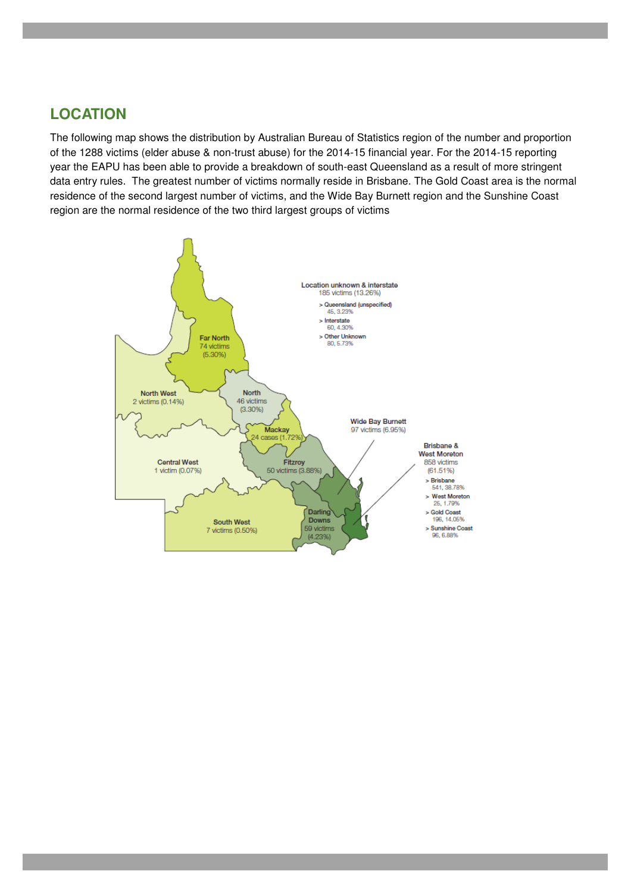## LOCATION

The following map shows the distribution by Australian Bureau of Statistics region of the number and proportion of the 1288 victims (elder abuse & non-trust abuse) for the 2014-15 financial year. For the 2014-15 reporting year the EAPU has been able to provide a breakdown of south-east Queensland as a result of more stringent data entry rules. The greatest number of victims normally reside in Brisbane. The Gold Coast area is the normal residence of the second largest number of victims, and the Wide Bay Burnett region and the Sunshine Coast region are the normal residence of the two third largest groups of victims

Location unknown & interstate
185 victims (13.26%)
> Queensland (unspecified)
45, 3.23%
> Interstate
60, 4.30%
> Other Unknown
80, 5.73%

Far North
74 victims
(5.30%)

North West
2 victims (0.14%)

North
46 victims
(3.30%)

Mackay
24 cases (1.72%)

Wide Bay Burnett
97 victims (6.95%)

Brisbane &
West Moreton
858 victims
(61.51%)
> Brisbane
541, 38.78%
> West Moreton
25, 1.79%
> Gold Coast
196, 14.05%
> Sunshine Coast
96, 6.88%

Central West
1 victim (0.07%)

Fitzroy
50 victims (3.88%)

Darling
Downs
59 victims
(4.23%)

South West
7 victims (0.50%)